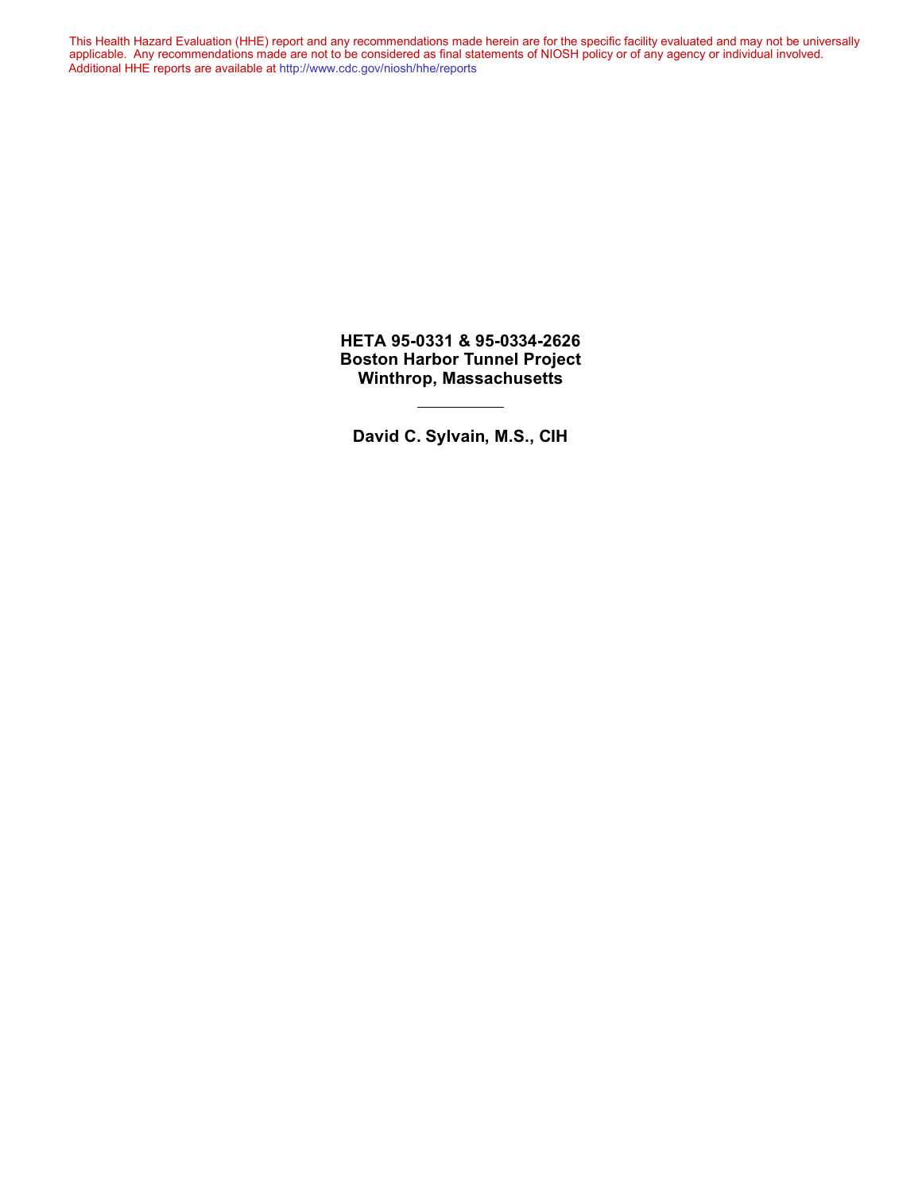This Health Hazard Evaluation (HHE) report and any recommendations made herein are for the specific facility evaluated and may not be universally applicable. Any recommendations made are not to be considered as final statements of NIOSH policy or of any agency or individual involved. Additional HHE reports are available at http://www.cdc.gov/niosh/hhe/reports

**HETA 95-0331 & 95-0334-2626**
**Boston Harbor Tunnel Project**
**Winthrop, Massachusetts**

---

**David C. Sylvain, M.S., CIH**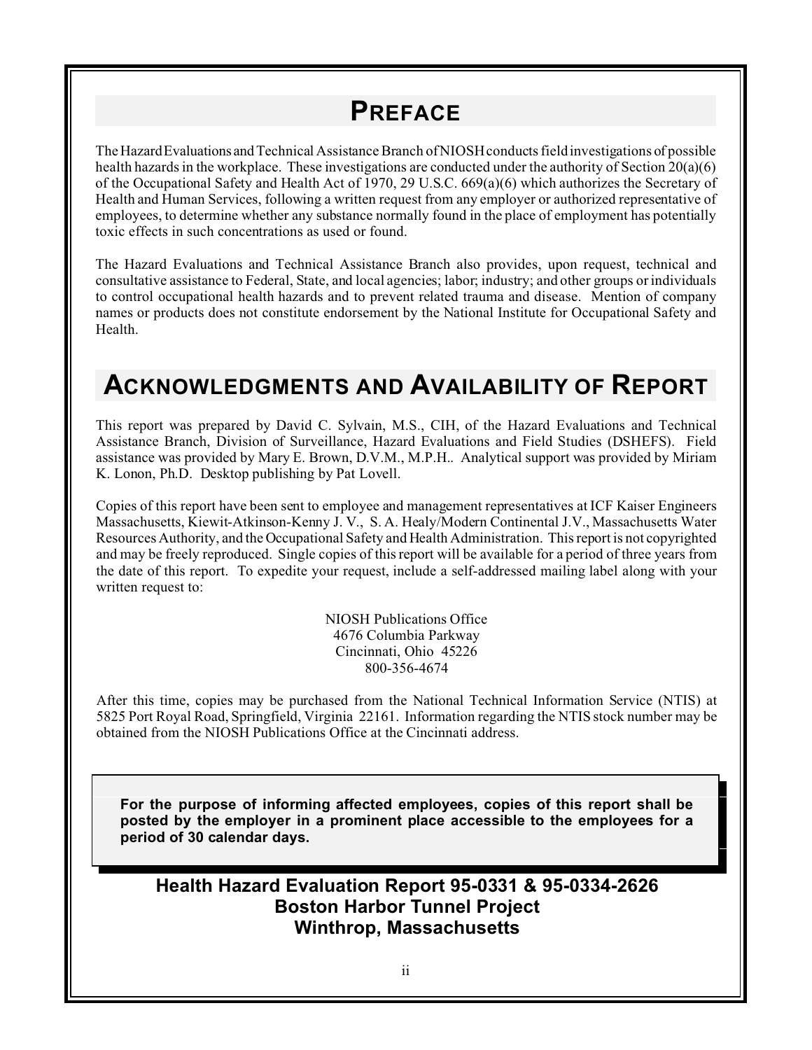# PREFACE

The Hazard Evaluations and Technical Assistance Branch of NIOSH conducts field investigations of possible health hazards in the workplace. These investigations are conducted under the authority of Section 20(a)(6) of the Occupational Safety and Health Act of 1970, 29 U.S.C. 669(a)(6) which authorizes the Secretary of Health and Human Services, following a written request from any employer or authorized representative of employees, to determine whether any substance normally found in the place of employment has potentially toxic effects in such concentrations as used or found.

The Hazard Evaluations and Technical Assistance Branch also provides, upon request, technical and consultative assistance to Federal, State, and local agencies; labor; industry; and other groups or individuals to control occupational health hazards and to prevent related trauma and disease. Mention of company names or products does not constitute endorsement by the National Institute for Occupational Safety and Health.

# ACKNOWLEDGMENTS AND AVAILABILITY OF REPORT

This report was prepared by David C. Sylvain, M.S., CIH, of the Hazard Evaluations and Technical Assistance Branch, Division of Surveillance, Hazard Evaluations and Field Studies (DSHEFS). Field assistance was provided by Mary E. Brown, D.V.M., M.P.H.. Analytical support was provided by Miriam K. Lonon, Ph.D. Desktop publishing by Pat Lovell.

Copies of this report have been sent to employee and management representatives at ICF Kaiser Engineers Massachusetts, Kiewit-Atkinson-Kenny J. V., S. A. Healy/Modern Continental J.V., Massachusetts Water Resources Authority, and the Occupational Safety and Health Administration. This report is not copyrighted and may be freely reproduced. Single copies of this report will be available for a period of three years from the date of this report. To expedite your request, include a self-addressed mailing label along with your written request to:

NIOSH Publications Office
4676 Columbia Parkway
Cincinnati, Ohio 45226
800-356-4674

After this time, copies may be purchased from the National Technical Information Service (NTIS) at 5825 Port Royal Road, Springfield, Virginia 22161. Information regarding the NTIS stock number may be obtained from the NIOSH Publications Office at the Cincinnati address.

**For the purpose of informing affected employees, copies of this report shall be posted by the employer in a prominent place accessible to the employees for a period of 30 calendar days.**

**Health Hazard Evaluation Report 95-0331 & 95-0334-2626**
**Boston Harbor Tunnel Project**
**Winthrop, Massachusetts**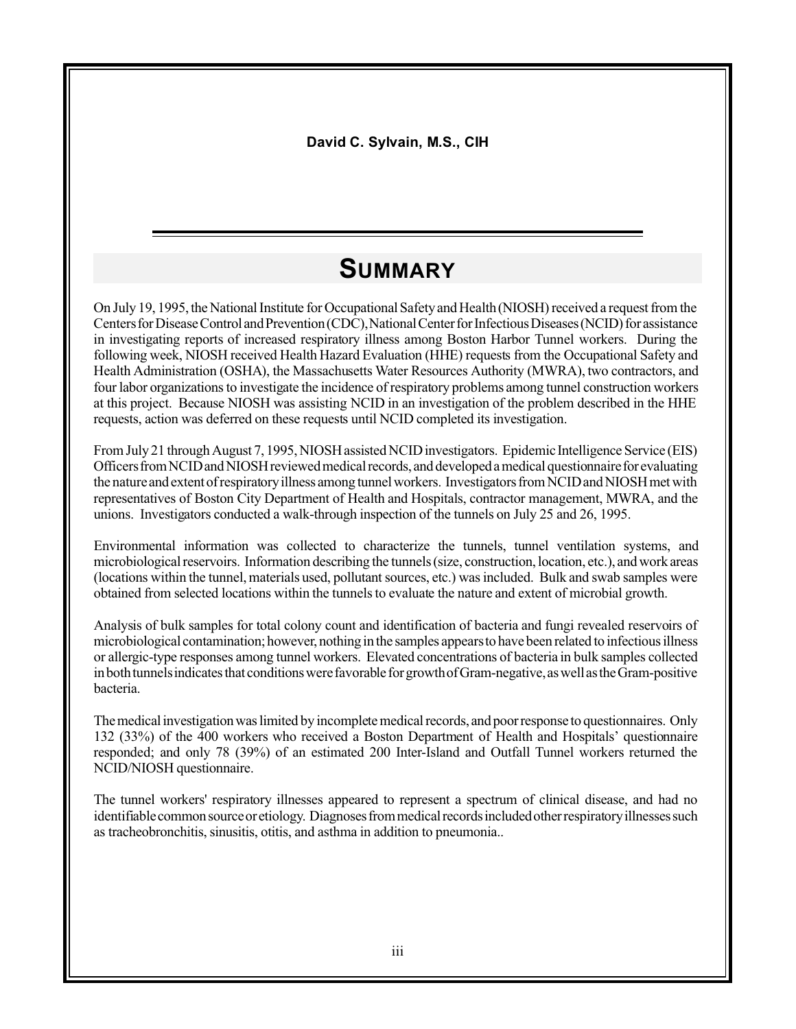**David C. Sylvain, M.S., CIH**

# SUMMARY

On July 19, 1995, the National Institute for Occupational Safety and Health (NIOSH) received a request from the Centers for Disease Control and Prevention (CDC), National Center for Infectious Diseases (NCID) for assistance in investigating reports of increased respiratory illness among Boston Harbor Tunnel workers. During the following week, NIOSH received Health Hazard Evaluation (HHE) requests from the Occupational Safety and Health Administration (OSHA), the Massachusetts Water Resources Authority (MWRA), two contractors, and four labor organizations to investigate the incidence of respiratory problems among tunnel construction workers at this project. Because NIOSH was assisting NCID in an investigation of the problem described in the HHE requests, action was deferred on these requests until NCID completed its investigation.

From July 21 through August 7, 1995, NIOSH assisted NCID investigators. Epidemic Intelligence Service (EIS) Officers from NCID and NIOSH reviewed medical records, and developed a medical questionnaire for evaluating the nature and extent of respiratory illness among tunnel workers. Investigators from NCID and NIOSH met with representatives of Boston City Department of Health and Hospitals, contractor management, MWRA, and the unions. Investigators conducted a walk-through inspection of the tunnels on July 25 and 26, 1995.

Environmental information was collected to characterize the tunnels, tunnel ventilation systems, and microbiological reservoirs. Information describing the tunnels (size, construction, location, etc.), and work areas (locations within the tunnel, materials used, pollutant sources, etc.) was included. Bulk and swab samples were obtained from selected locations within the tunnels to evaluate the nature and extent of microbial growth.

Analysis of bulk samples for total colony count and identification of bacteria and fungi revealed reservoirs of microbiological contamination; however, nothing in the samples appears to have been related to infectious illness or allergic-type responses among tunnel workers. Elevated concentrations of bacteria in bulk samples collected in both tunnels indicates that conditions were favorable for growth of Gram-negative, as well as the Gram-positive bacteria.

The medical investigation was limited by incomplete medical records, and poor response to questionnaires. Only 132 (33%) of the 400 workers who received a Boston Department of Health and Hospitals' questionnaire responded; and only 78 (39%) of an estimated 200 Inter-Island and Outfall Tunnel workers returned the NCID/NIOSH questionnaire.

The tunnel workers' respiratory illnesses appeared to represent a spectrum of clinical disease, and had no identifiable common source or etiology. Diagnoses from medical records included other respiratory illnesses such as tracheobronchitis, sinusitis, otitis, and asthma in addition to pneumonia..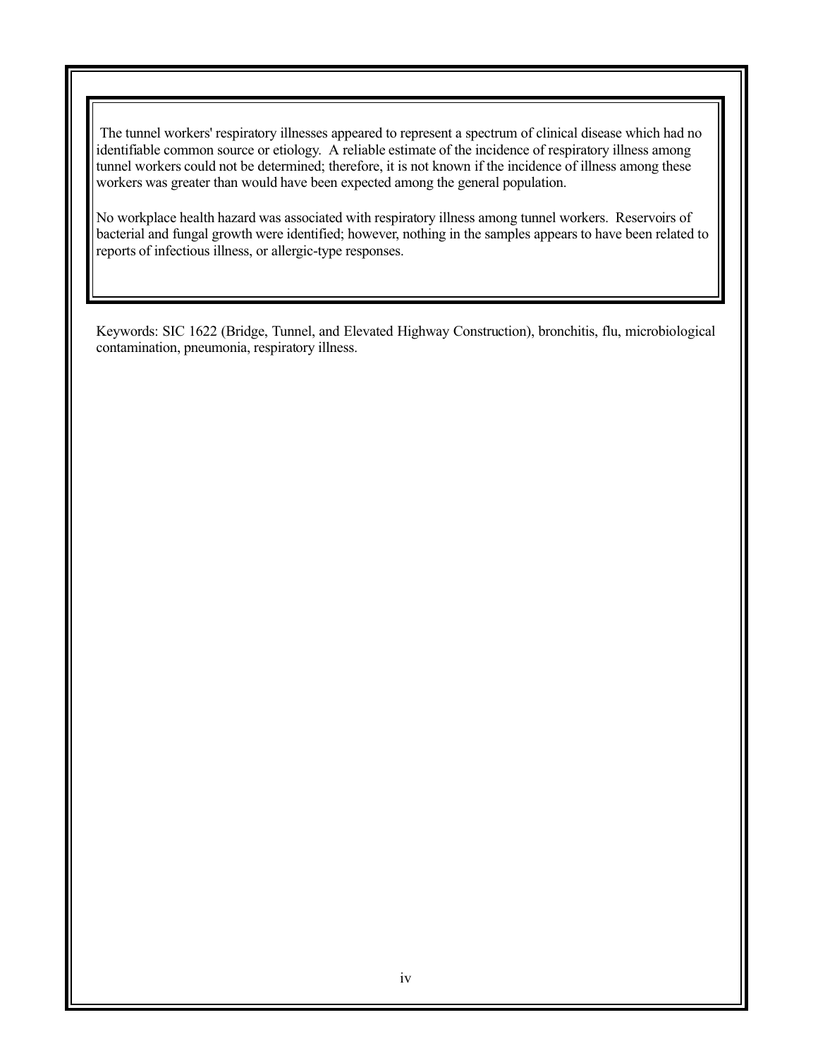The tunnel workers' respiratory illnesses appeared to represent a spectrum of clinical disease which had no identifiable common source or etiology. A reliable estimate of the incidence of respiratory illness among tunnel workers could not be determined; therefore, it is not known if the incidence of illness among these workers was greater than would have been expected among the general population.

No workplace health hazard was associated with respiratory illness among tunnel workers. Reservoirs of bacterial and fungal growth were identified; however, nothing in the samples appears to have been related to reports of infectious illness, or allergic-type responses.

Keywords: SIC 1622 (Bridge, Tunnel, and Elevated Highway Construction), bronchitis, flu, microbiological contamination, pneumonia, respiratory illness.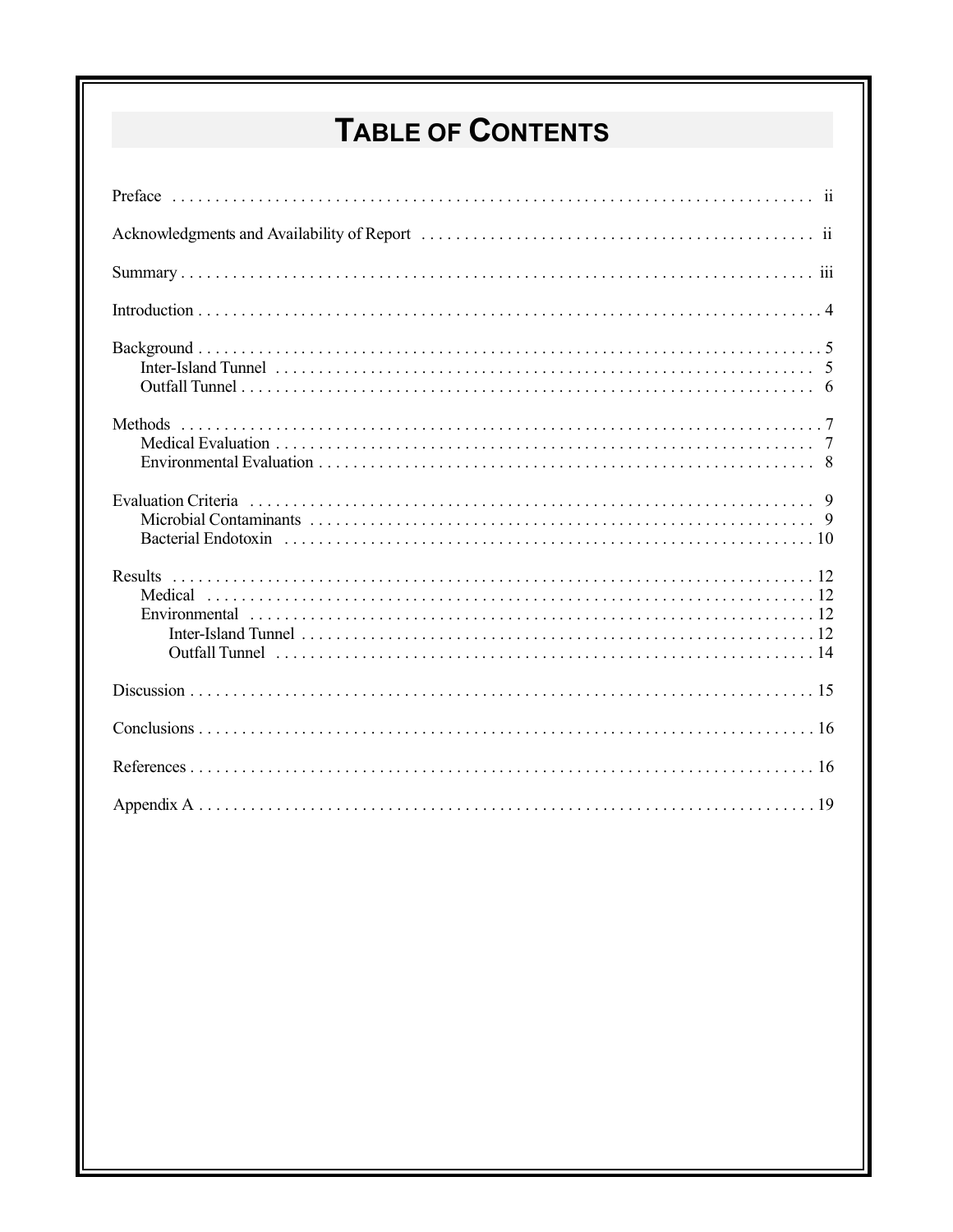# Table of Contents

Preface . . . . . . . . . . . . . . . . . . . . . . . . . . . . . . . . . . . . . . . . . . . . . . . . . . . . . . . . . . . ii

Acknowledgments and Availability of Report . . . . . . . . . . . . . . . . . . . . . . . . . . . . . . . . . . . . ii

Summary . . . . . . . . . . . . . . . . . . . . . . . . . . . . . . . . . . . . . . . . . . . . . . . . . . . . . . . . . . iii

Introduction . . . . . . . . . . . . . . . . . . . . . . . . . . . . . . . . . . . . . . . . . . . . . . . . . . . . . . . . 4

Background . . . . . . . . . . . . . . . . . . . . . . . . . . . . . . . . . . . . . . . . . . . . . . . . . . . . . . . . 5
- Inter-Island Tunnel . . . . . . . . . . . . . . . . . . . . . . . . . . . . . . . . . . . . . . . . . . . . . . . . . . 5
- Outfall Tunnel . . . . . . . . . . . . . . . . . . . . . . . . . . . . . . . . . . . . . . . . . . . . . . . . . . . . . 6

Methods . . . . . . . . . . . . . . . . . . . . . . . . . . . . . . . . . . . . . . . . . . . . . . . . . . . . . . . . . . 7
- Medical Evaluation . . . . . . . . . . . . . . . . . . . . . . . . . . . . . . . . . . . . . . . . . . . . . . . . . . 7
- Environmental Evaluation . . . . . . . . . . . . . . . . . . . . . . . . . . . . . . . . . . . . . . . . . . . . . . 8

Evaluation Criteria . . . . . . . . . . . . . . . . . . . . . . . . . . . . . . . . . . . . . . . . . . . . . . . . . . . . 9
- Microbial Contaminants . . . . . . . . . . . . . . . . . . . . . . . . . . . . . . . . . . . . . . . . . . . . . . . 9
- Bacterial Endotoxin . . . . . . . . . . . . . . . . . . . . . . . . . . . . . . . . . . . . . . . . . . . . . . . . . 10

Results . . . . . . . . . . . . . . . . . . . . . . . . . . . . . . . . . . . . . . . . . . . . . . . . . . . . . . . . . . 12
- Medical . . . . . . . . . . . . . . . . . . . . . . . . . . . . . . . . . . . . . . . . . . . . . . . . . . . . . . . . . 12
- Environmental . . . . . . . . . . . . . . . . . . . . . . . . . . . . . . . . . . . . . . . . . . . . . . . . . . . . . 12
  - Inter-Island Tunnel . . . . . . . . . . . . . . . . . . . . . . . . . . . . . . . . . . . . . . . . . . . . . . . 12
  - Outfall Tunnel . . . . . . . . . . . . . . . . . . . . . . . . . . . . . . . . . . . . . . . . . . . . . . . . . . 14

Discussion . . . . . . . . . . . . . . . . . . . . . . . . . . . . . . . . . . . . . . . . . . . . . . . . . . . . . . . . 15

Conclusions . . . . . . . . . . . . . . . . . . . . . . . . . . . . . . . . . . . . . . . . . . . . . . . . . . . . . . . 16

References . . . . . . . . . . . . . . . . . . . . . . . . . . . . . . . . . . . . . . . . . . . . . . . . . . . . . . . . 16

Appendix A . . . . . . . . . . . . . . . . . . . . . . . . . . . . . . . . . . . . . . . . . . . . . . . . . . . . . . . 19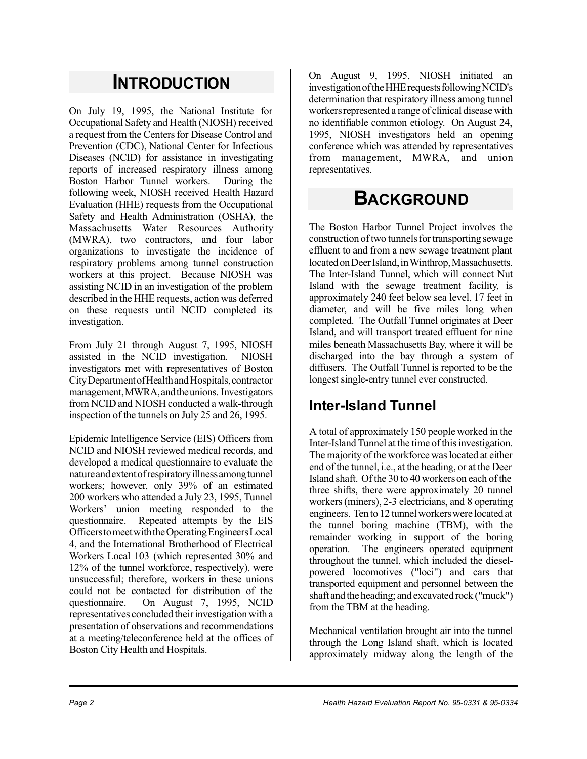# INTRODUCTION

On July 19, 1995, the National Institute for Occupational Safety and Health (NIOSH) received a request from the Centers for Disease Control and Prevention (CDC), National Center for Infectious Diseases (NCID) for assistance in investigating reports of increased respiratory illness among Boston Harbor Tunnel workers. During the following week, NIOSH received Health Hazard Evaluation (HHE) requests from the Occupational Safety and Health Administration (OSHA), the Massachusetts Water Resources Authority (MWRA), two contractors, and four labor organizations to investigate the incidence of respiratory problems among tunnel construction workers at this project. Because NIOSH was assisting NCID in an investigation of the problem described in the HHE requests, action was deferred on these requests until NCID completed its investigation.

From July 21 through August 7, 1995, NIOSH assisted in the NCID investigation. NIOSH investigators met with representatives of Boston City Department of Health and Hospitals, contractor management, MWRA, and the unions. Investigators from NCID and NIOSH conducted a walk-through inspection of the tunnels on July 25 and 26, 1995.

Epidemic Intelligence Service (EIS) Officers from NCID and NIOSH reviewed medical records, and developed a medical questionnaire to evaluate the nature and extent of respiratory illness among tunnel workers; however, only 39% of an estimated 200 workers who attended a July 23, 1995, Tunnel Workers' union meeting responded to the questionnaire. Repeated attempts by the EIS Officers to meet with the Operating Engineers Local 4, and the International Brotherhood of Electrical Workers Local 103 (which represented 30% and 12% of the tunnel workforce, respectively), were unsuccessful; therefore, workers in these unions could not be contacted for distribution of the questionnaire. On August 7, 1995, NCID representatives concluded their investigation with a presentation of observations and recommendations at a meeting/teleconference held at the offices of Boston City Health and Hospitals.

On August 9, 1995, NIOSH initiated an investigation of the HHE requests following NCID's determination that respiratory illness among tunnel workers represented a range of clinical disease with no identifiable common etiology. On August 24, 1995, NIOSH investigators held an opening conference which was attended by representatives from management, MWRA, and union representatives.

# BACKGROUND

The Boston Harbor Tunnel Project involves the construction of two tunnels for transporting sewage effluent to and from a new sewage treatment plant located on Deer Island, in Winthrop, Massachusetts. The Inter-Island Tunnel, which will connect Nut Island with the sewage treatment facility, is approximately 240 feet below sea level, 17 feet in diameter, and will be five miles long when completed. The Outfall Tunnel originates at Deer Island, and will transport treated effluent for nine miles beneath Massachusetts Bay, where it will be discharged into the bay through a system of diffusers. The Outfall Tunnel is reported to be the longest single-entry tunnel ever constructed.

## Inter-Island Tunnel

A total of approximately 150 people worked in the Inter-Island Tunnel at the time of this investigation. The majority of the workforce was located at either end of the tunnel, i.e., at the heading, or at the Deer Island shaft. Of the 30 to 40 workers on each of the three shifts, there were approximately 20 tunnel workers (miners), 2-3 electricians, and 8 operating engineers. Ten to 12 tunnel workers were located at the tunnel boring machine (TBM), with the remainder working in support of the boring operation. The engineers operated equipment throughout the tunnel, which included the diesel-powered locomotives ("loci") and cars that transported equipment and personnel between the shaft and the heading; and excavated rock ("muck") from the TBM at the heading.

Mechanical ventilation brought air into the tunnel through the Long Island shaft, which is located approximately midway along the length of the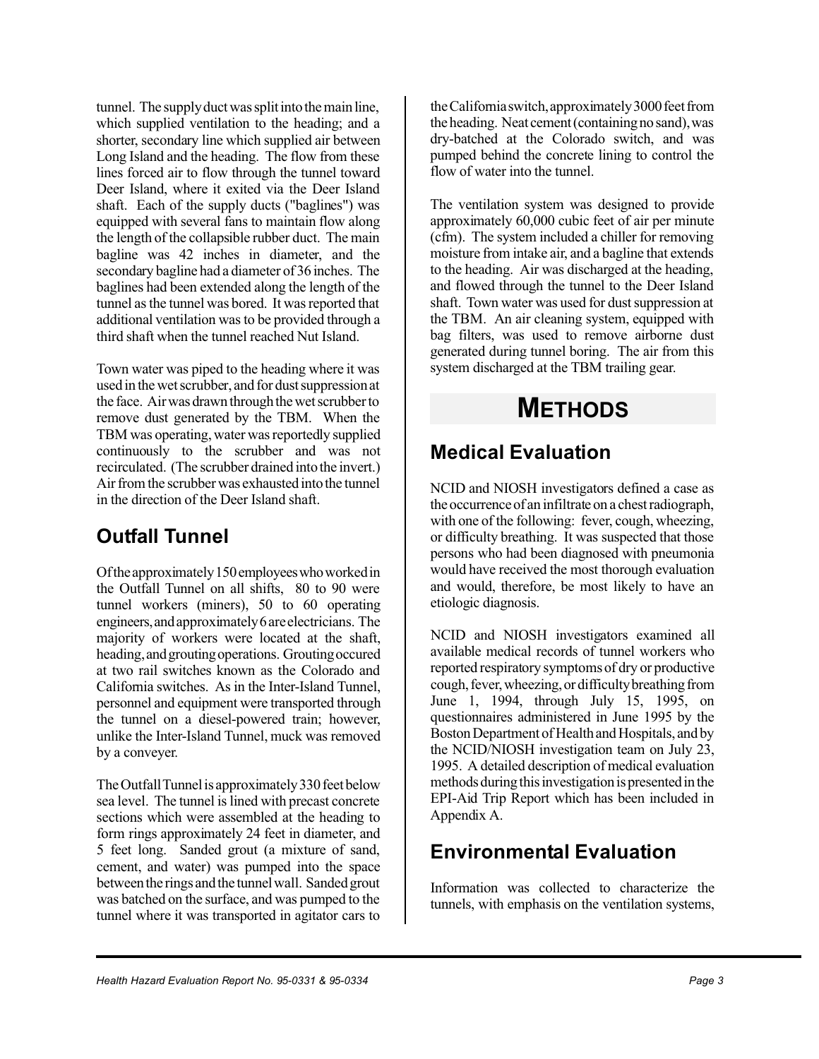tunnel. The supply duct was split into the main line, which supplied ventilation to the heading; and a shorter, secondary line which supplied air between Long Island and the heading. The flow from these lines forced air to flow through the tunnel toward Deer Island, where it exited via the Deer Island shaft. Each of the supply ducts ("baglines") was equipped with several fans to maintain flow along the length of the collapsible rubber duct. The main bagline was 42 inches in diameter, and the secondary bagline had a diameter of 36 inches. The baglines had been extended along the length of the tunnel as the tunnel was bored. It was reported that additional ventilation was to be provided through a third shaft when the tunnel reached Nut Island.

Town water was piped to the heading where it was used in the wet scrubber, and for dust suppression at the face. Air was drawn through the wet scrubber to remove dust generated by the TBM. When the TBM was operating, water was reportedly supplied continuously to the scrubber and was not recirculated. (The scrubber drained into the invert.) Air from the scrubber was exhausted into the tunnel in the direction of the Deer Island shaft.

## Outfall Tunnel

Of the approximately 150 employees who worked in the Outfall Tunnel on all shifts, 80 to 90 were tunnel workers (miners), 50 to 60 operating engineers, and approximately 6 are electricians. The majority of workers were located at the shaft, heading, and grouting operations. Grouting occured at two rail switches known as the Colorado and California switches. As in the Inter-Island Tunnel, personnel and equipment were transported through the tunnel on a diesel-powered train; however, unlike the Inter-Island Tunnel, muck was removed by a conveyer.

The Outfall Tunnel is approximately 330 feet below sea level. The tunnel is lined with precast concrete sections which were assembled at the heading to form rings approximately 24 feet in diameter, and 5 feet long. Sanded grout (a mixture of sand, cement, and water) was pumped into the space between the rings and the tunnel wall. Sanded grout was batched on the surface, and was pumped to the tunnel where it was transported in agitator cars to the California switch, approximately 3000 feet from the heading. Neat cement (containing no sand), was dry-batched at the Colorado switch, and was pumped behind the concrete lining to control the flow of water into the tunnel.

The ventilation system was designed to provide approximately 60,000 cubic feet of air per minute (cfm). The system included a chiller for removing moisture from intake air, and a bagline that extends to the heading. Air was discharged at the heading, and flowed through the tunnel to the Deer Island shaft. Town water was used for dust suppression at the TBM. An air cleaning system, equipped with bag filters, was used to remove airborne dust generated during tunnel boring. The air from this system discharged at the TBM trailing gear.

# METHODS

## Medical Evaluation

NCID and NIOSH investigators defined a case as the occurrence of an infiltrate on a chest radiograph, with one of the following: fever, cough, wheezing, or difficulty breathing. It was suspected that those persons who had been diagnosed with pneumonia would have received the most thorough evaluation and would, therefore, be most likely to have an etiologic diagnosis.

NCID and NIOSH investigators examined all available medical records of tunnel workers who reported respiratory symptoms of dry or productive cough, fever, wheezing, or difficulty breathing from June 1, 1994, through July 15, 1995, on questionnaires administered in June 1995 by the Boston Department of Health and Hospitals, and by the NCID/NIOSH investigation team on July 23, 1995. A detailed description of medical evaluation methods during this investigation is presented in the EPI-Aid Trip Report which has been included in Appendix A.

## Environmental Evaluation

Information was collected to characterize the tunnels, with emphasis on the ventilation systems,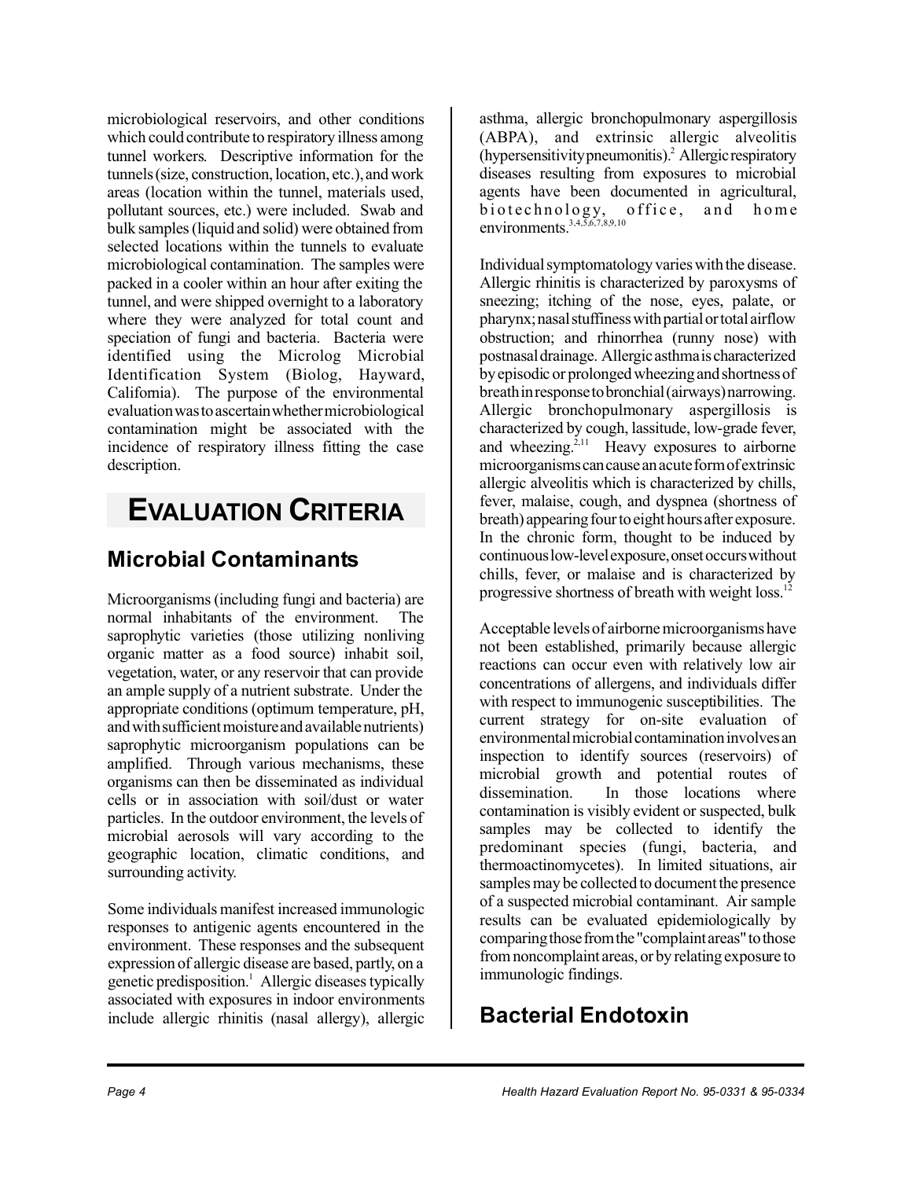microbiological reservoirs, and other conditions which could contribute to respiratory illness among tunnel workers. Descriptive information for the tunnels (size, construction, location, etc.), and work areas (location within the tunnel, materials used, pollutant sources, etc.) were included. Swab and bulk samples (liquid and solid) were obtained from selected locations within the tunnels to evaluate microbiological contamination. The samples were packed in a cooler within an hour after exiting the tunnel, and were shipped overnight to a laboratory where they were analyzed for total count and speciation of fungi and bacteria. Bacteria were identified using the Microlog Microbial Identification System (Biolog, Hayward, California). The purpose of the environmental evaluation was to ascertain whether microbiological contamination might be associated with the incidence of respiratory illness fitting the case description.

# EVALUATION CRITERIA

## Microbial Contaminants

Microorganisms (including fungi and bacteria) are normal inhabitants of the environment. The saprophytic varieties (those utilizing nonliving organic matter as a food source) inhabit soil, vegetation, water, or any reservoir that can provide an ample supply of a nutrient substrate. Under the appropriate conditions (optimum temperature, pH, and with sufficient moisture and available nutrients) saprophytic microorganism populations can be amplified. Through various mechanisms, these organisms can then be disseminated as individual cells or in association with soil/dust or water particles. In the outdoor environment, the levels of microbial aerosols will vary according to the geographic location, climatic conditions, and surrounding activity.

Some individuals manifest increased immunologic responses to antigenic agents encountered in the environment. These responses and the subsequent expression of allergic disease are based, partly, on a genetic predisposition.[1] Allergic diseases typically associated with exposures in indoor environments include allergic rhinitis (nasal allergy), allergic asthma, allergic bronchopulmonary aspergillosis (ABPA), and extrinsic allergic alveolitis (hypersensitivity pneumonitis).[2] Allergic respiratory diseases resulting from exposures to microbial agents have been documented in agricultural, biotechnology, office, and home environments.[3,4,5,6,7,8,9,10]

Individual symptomatology varies with the disease. Allergic rhinitis is characterized by paroxysms of sneezing; itching of the nose, eyes, palate, or pharynx; nasal stuffiness with partial or total airflow obstruction; and rhinorrhea (runny nose) with postnasal drainage. Allergic asthma is characterized by episodic or prolonged wheezing and shortness of breath in response to bronchial (airways) narrowing. Allergic bronchopulmonary aspergillosis is characterized by cough, lassitude, low-grade fever, and wheezing.[2,11] Heavy exposures to airborne microorganisms can cause an acute form of extrinsic allergic alveolitis which is characterized by chills, fever, malaise, cough, and dyspnea (shortness of breath) appearing four to eight hours after exposure. In the chronic form, thought to be induced by continuous low-level exposure, onset occurs without chills, fever, or malaise and is characterized by progressive shortness of breath with weight loss.[12]

Acceptable levels of airborne microorganisms have not been established, primarily because allergic reactions can occur even with relatively low air concentrations of allergens, and individuals differ with respect to immunogenic susceptibilities. The current strategy for on-site evaluation of environmental microbial contamination involves an inspection to identify sources (reservoirs) of microbial growth and potential routes of dissemination. In those locations where contamination is visibly evident or suspected, bulk samples may be collected to identify the predominant species (fungi, bacteria, and thermoactinomycetes). In limited situations, air samples may be collected to document the presence of a suspected microbial contaminant. Air sample results can be evaluated epidemiologically by comparing those from the "complaint areas" to those from noncomplaint areas, or by relating exposure to immunologic findings.

## Bacterial Endotoxin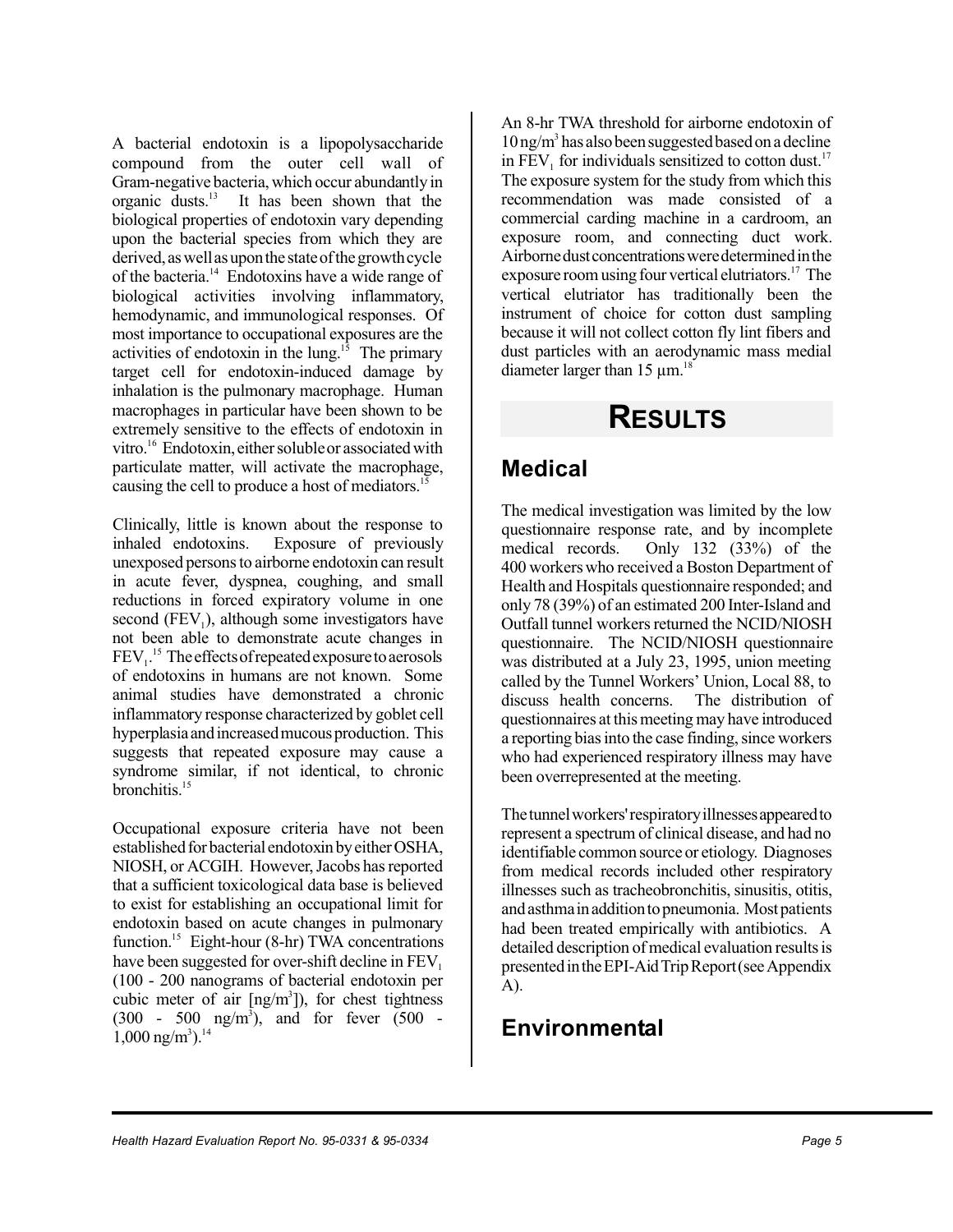A bacterial endotoxin is a lipopolysaccharide compound from the outer cell wall of Gram-negative bacteria, which occur abundantly in organic dusts.[13] It has been shown that the biological properties of endotoxin vary depending upon the bacterial species from which they are derived, as well as upon the state of the growth cycle of the bacteria.[14] Endotoxins have a wide range of biological activities involving inflammatory, hemodynamic, and immunological responses. Of most importance to occupational exposures are the activities of endotoxin in the lung.[15] The primary target cell for endotoxin-induced damage by inhalation is the pulmonary macrophage. Human macrophages in particular have been shown to be extremely sensitive to the effects of endotoxin in vitro.[16] Endotoxin, either soluble or associated with particulate matter, will activate the macrophage, causing the cell to produce a host of mediators.[15]

Clinically, little is known about the response to inhaled endotoxins. Exposure of previously unexposed persons to airborne endotoxin can result in acute fever, dyspnea, coughing, and small reductions in forced expiratory volume in one second ($FEV_1$), although some investigators have not been able to demonstrate acute changes in $FEV_1$.[15] The effects of repeated exposure to aerosols of endotoxins in humans are not known. Some animal studies have demonstrated a chronic inflammatory response characterized by goblet cell hyperplasia and increased mucous production. This suggests that repeated exposure may cause a syndrome similar, if not identical, to chronic bronchitis.[15]

Occupational exposure criteria have not been established for bacterial endotoxin by either OSHA, NIOSH, or ACGIH. However, Jacobs has reported that a sufficient toxicological data base is believed to exist for establishing an occupational limit for endotoxin based on acute changes in pulmonary function.[15] Eight-hour (8-hr) TWA concentrations have been suggested for over-shift decline in $FEV_1$ (100 - 200 nanograms of bacterial endotoxin per cubic meter of air [ng/$m^3$]), for chest tightness (300 - 500 ng/$m^3$), and for fever (500 - 1,000 ng/$m^3$).[14]

An 8-hr TWA threshold for airborne endotoxin of 10 ng/$m^3$ has also been suggested based on a decline in $FEV_1$ for individuals sensitized to cotton dust.[17] The exposure system for the study from which this recommendation was made consisted of a commercial carding machine in a cardroom, an exposure room, and connecting duct work. Airborne dust concentrations were determined in the exposure room using four vertical elutriators.[17] The vertical elutriator has traditionally been the instrument of choice for cotton dust sampling because it will not collect cotton fly lint fibers and dust particles with an aerodynamic mass medial diameter larger than 15 µm.[18]

# RESULTS

## Medical

The medical investigation was limited by the low questionnaire response rate, and by incomplete medical records. Only 132 (33%) of the 400 workers who received a Boston Department of Health and Hospitals questionnaire responded; and only 78 (39%) of an estimated 200 Inter-Island and Outfall tunnel workers returned the NCID/NIOSH questionnaire. The NCID/NIOSH questionnaire was distributed at a July 23, 1995, union meeting called by the Tunnel Workers' Union, Local 88, to discuss health concerns. The distribution of questionnaires at this meeting may have introduced a reporting bias into the case finding, since workers who had experienced respiratory illness may have been overrepresented at the meeting.

The tunnel workers' respiratory illnesses appeared to represent a spectrum of clinical disease, and had no identifiable common source or etiology. Diagnoses from medical records included other respiratory illnesses such as tracheobronchitis, sinusitis, otitis, and asthma in addition to pneumonia. Most patients had been treated empirically with antibiotics. A detailed description of medical evaluation results is presented in the EPI-Aid Trip Report (see Appendix A).

## Environmental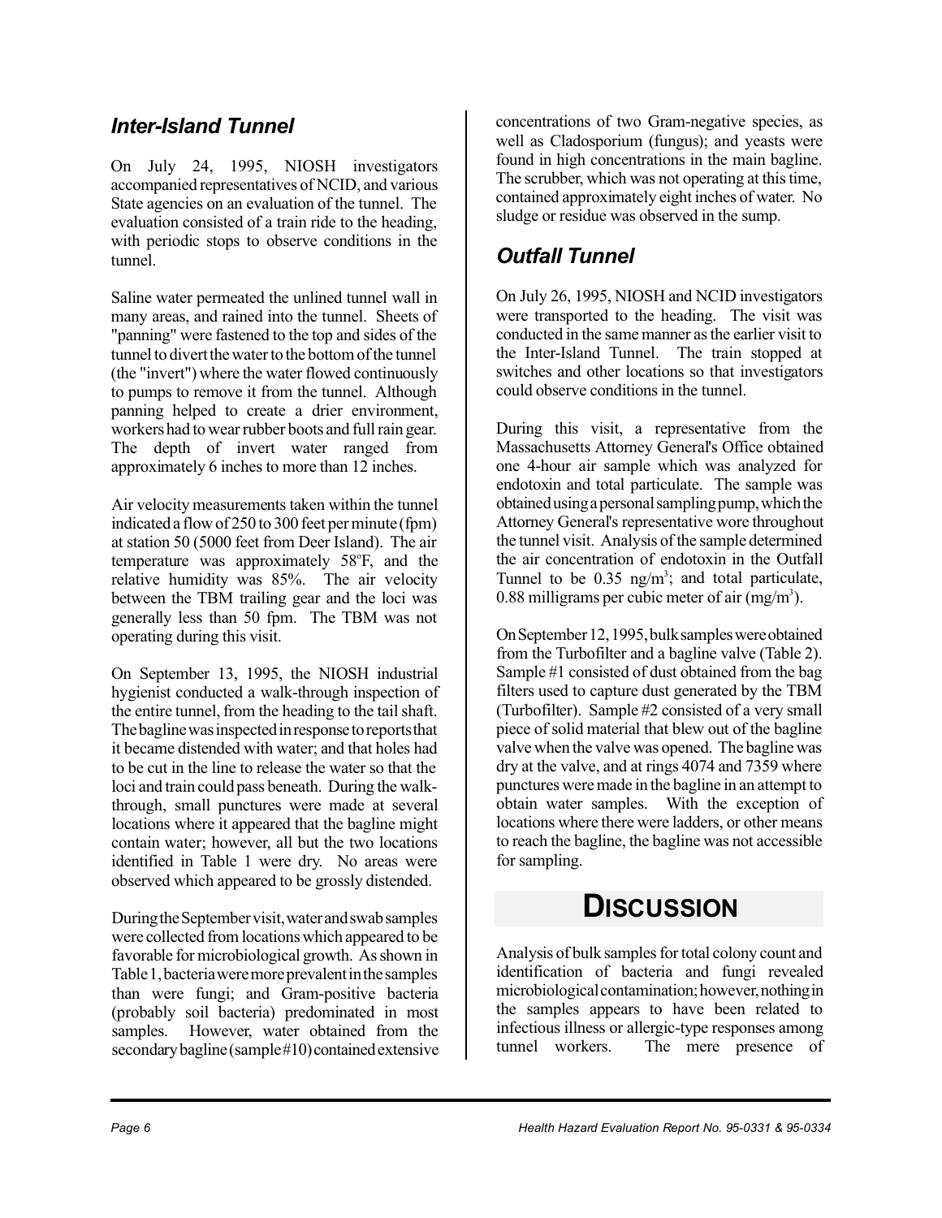### *Inter-Island Tunnel*

On July 24, 1995, NIOSH investigators accompanied representatives of NCID, and various State agencies on an evaluation of the tunnel. The evaluation consisted of a train ride to the heading, with periodic stops to observe conditions in the tunnel.

Saline water permeated the unlined tunnel wall in many areas, and rained into the tunnel. Sheets of "panning" were fastened to the top and sides of the tunnel to divert the water to the bottom of the tunnel (the "invert") where the water flowed continuously to pumps to remove it from the tunnel. Although panning helped to create a drier environment, workers had to wear rubber boots and full rain gear. The depth of invert water ranged from approximately 6 inches to more than 12 inches.

Air velocity measurements taken within the tunnel indicated a flow of 250 to 300 feet per minute (fpm) at station 50 (5000 feet from Deer Island). The air temperature was approximately 58°F, and the relative humidity was 85%. The air velocity between the TBM trailing gear and the loci was generally less than 50 fpm. The TBM was not operating during this visit.

On September 13, 1995, the NIOSH industrial hygienist conducted a walk-through inspection of the entire tunnel, from the heading to the tail shaft. The bagline was inspected in response to reports that it became distended with water; and that holes had to be cut in the line to release the water so that the loci and train could pass beneath. During the walk-through, small punctures were made at several locations where it appeared that the bagline might contain water; however, all but the two locations identified in Table 1 were dry. No areas were observed which appeared to be grossly distended.

During the September visit, water and swab samples were collected from locations which appeared to be favorable for microbiological growth. As shown in Table 1, bacteria were more prevalent in the samples than were fungi; and Gram-positive bacteria (probably soil bacteria) predominated in most samples. However, water obtained from the secondary bagline (sample #10) contained extensive concentrations of two Gram-negative species, as well as Cladosporium (fungus); and yeasts were found in high concentrations in the main bagline. The scrubber, which was not operating at this time, contained approximately eight inches of water. No sludge or residue was observed in the sump.

### *Outfall Tunnel*

On July 26, 1995, NIOSH and NCID investigators were transported to the heading. The visit was conducted in the same manner as the earlier visit to the Inter-Island Tunnel. The train stopped at switches and other locations so that investigators could observe conditions in the tunnel.

During this visit, a representative from the Massachusetts Attorney General's Office obtained one 4-hour air sample which was analyzed for endotoxin and total particulate. The sample was obtained using a personal sampling pump, which the Attorney General's representative wore throughout the tunnel visit. Analysis of the sample determined the air concentration of endotoxin in the Outfall Tunnel to be 0.35 ng/m$^3$; and total particulate, 0.88 milligrams per cubic meter of air (mg/m$^3$).

On September 12, 1995, bulk samples were obtained from the Turbofilter and a bagline valve (Table 2). Sample #1 consisted of dust obtained from the bag filters used to capture dust generated by the TBM (Turbofilter). Sample #2 consisted of a very small piece of solid material that blew out of the bagline valve when the valve was opened. The bagline was dry at the valve, and at rings 4074 and 7359 where punctures were made in the bagline in an attempt to obtain water samples. With the exception of locations where there were ladders, or other means to reach the bagline, the bagline was not accessible for sampling.

# DISCUSSION

Analysis of bulk samples for total colony count and identification of bacteria and fungi revealed microbiological contamination; however, nothing in the samples appears to have been related to infectious illness or allergic-type responses among tunnel workers. The mere presence of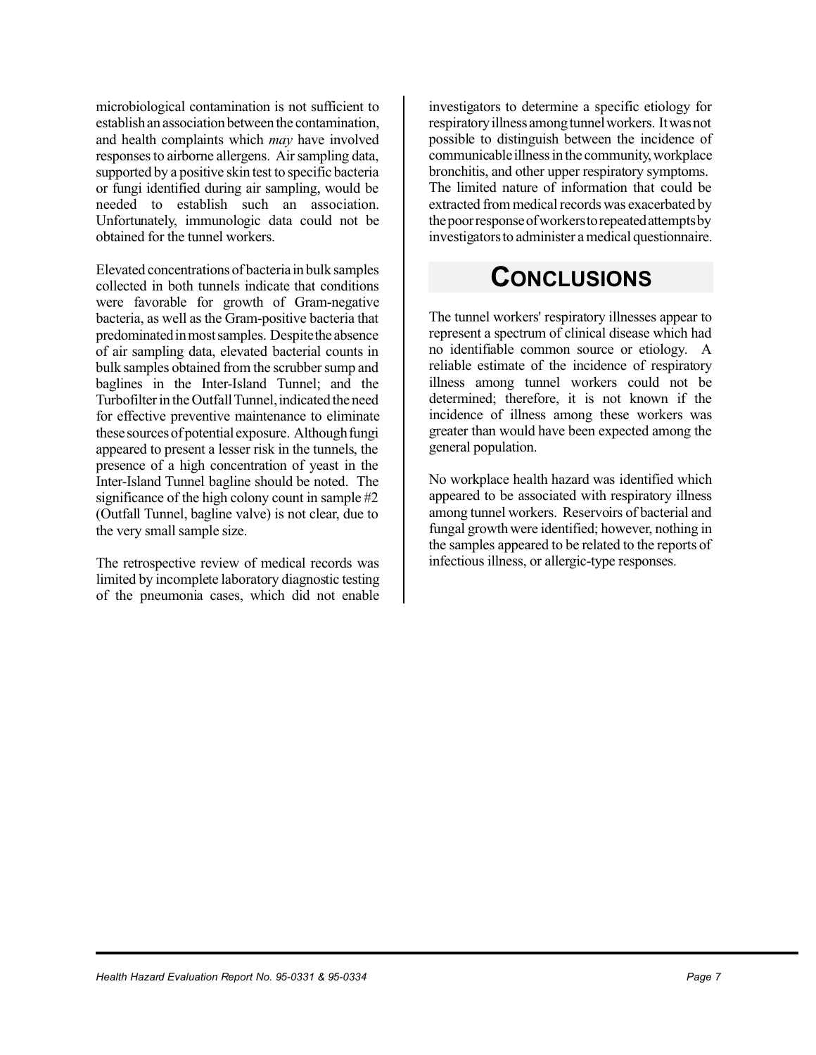microbiological contamination is not sufficient to establish an association between the contamination, and health complaints which *may* have involved responses to airborne allergens. Air sampling data, supported by a positive skin test to specific bacteria or fungi identified during air sampling, would be needed to establish such an association. Unfortunately, immunologic data could not be obtained for the tunnel workers.

Elevated concentrations of bacteria in bulk samples collected in both tunnels indicate that conditions were favorable for growth of Gram-negative bacteria, as well as the Gram-positive bacteria that predominated in most samples. Despite the absence of air sampling data, elevated bacterial counts in bulk samples obtained from the scrubber sump and baglines in the Inter-Island Tunnel; and the Turbofilter in the Outfall Tunnel, indicated the need for effective preventive maintenance to eliminate these sources of potential exposure. Although fungi appeared to present a lesser risk in the tunnels, the presence of a high concentration of yeast in the Inter-Island Tunnel bagline should be noted. The significance of the high colony count in sample #2 (Outfall Tunnel, bagline valve) is not clear, due to the very small sample size.

The retrospective review of medical records was limited by incomplete laboratory diagnostic testing of the pneumonia cases, which did not enable investigators to determine a specific etiology for respiratory illness among tunnel workers. It was not possible to distinguish between the incidence of communicable illness in the community, workplace bronchitis, and other upper respiratory symptoms. The limited nature of information that could be extracted from medical records was exacerbated by the poor response of workers to repeated attempts by investigators to administer a medical questionnaire.

# CONCLUSIONS

The tunnel workers' respiratory illnesses appear to represent a spectrum of clinical disease which had no identifiable common source or etiology. A reliable estimate of the incidence of respiratory illness among tunnel workers could not be determined; therefore, it is not known if the incidence of illness among these workers was greater than would have been expected among the general population.

No workplace health hazard was identified which appeared to be associated with respiratory illness among tunnel workers. Reservoirs of bacterial and fungal growth were identified; however, nothing in the samples appeared to be related to the reports of infectious illness, or allergic-type responses.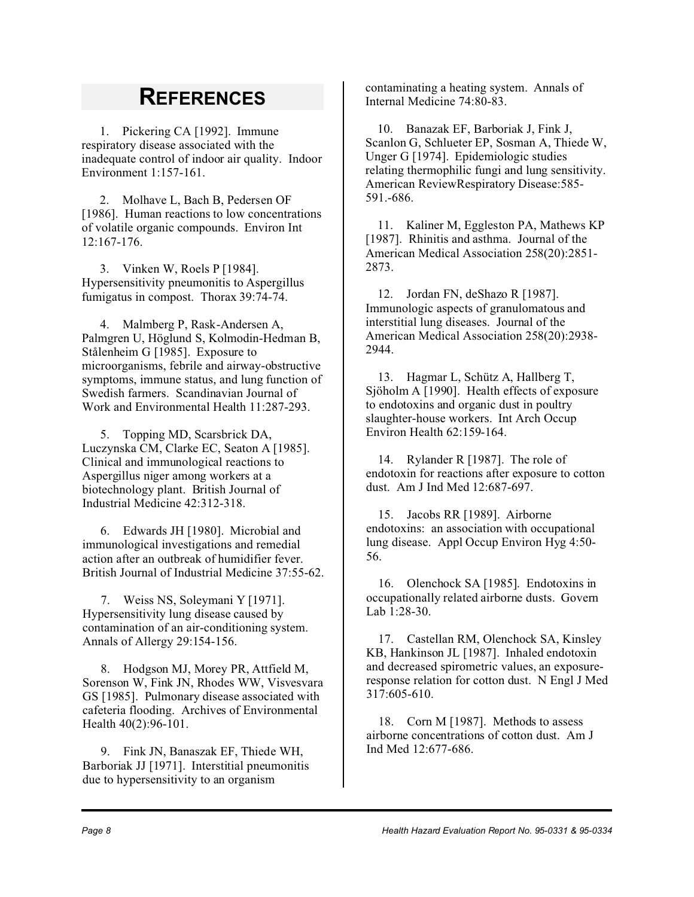# REFERENCES

1. Pickering CA [1992]. Immune respiratory disease associated with the inadequate control of indoor air quality. Indoor Environment 1:157-161.

2. Molhave L, Bach B, Pedersen OF [1986]. Human reactions to low concentrations of volatile organic compounds. Environ Int 12:167-176.

3. Vinken W, Roels P [1984]. Hypersensitivity pneumonitis to Aspergillus fumigatus in compost. Thorax 39:74-74.

4. Malmberg P, Rask-Andersen A, Palmgren U, Höglund S, Kolmodin-Hedman B, Stålenheim G [1985]. Exposure to microorganisms, febrile and airway-obstructive symptoms, immune status, and lung function of Swedish farmers. Scandinavian Journal of Work and Environmental Health 11:287-293.

5. Topping MD, Scarsbrick DA, Luczynska CM, Clarke EC, Seaton A [1985]. Clinical and immunological reactions to Aspergillus niger among workers at a biotechnology plant. British Journal of Industrial Medicine 42:312-318.

6. Edwards JH [1980]. Microbial and immunological investigations and remedial action after an outbreak of humidifier fever. British Journal of Industrial Medicine 37:55-62.

7. Weiss NS, Soleymani Y [1971]. Hypersensitivity lung disease caused by contamination of an air-conditioning system. Annals of Allergy 29:154-156.

8. Hodgson MJ, Morey PR, Attfield M, Sorenson W, Fink JN, Rhodes WW, Visvesvara GS [1985]. Pulmonary disease associated with cafeteria flooding. Archives of Environmental Health 40(2):96-101.

9. Fink JN, Banaszak EF, Thiede WH, Barboriak JJ [1971]. Interstitial pneumonitis due to hypersensitivity to an organism contaminating a heating system. Annals of Internal Medicine 74:80-83.

10. Banazak EF, Barboriak J, Fink J, Scanlon G, Schlueter EP, Sosman A, Thiede W, Unger G [1974]. Epidemiologic studies relating thermophilic fungi and lung sensitivity. American ReviewRespiratory Disease:585-591.-686.

11. Kaliner M, Eggleston PA, Mathews KP [1987]. Rhinitis and asthma. Journal of the American Medical Association 258(20):2851-2873.

12. Jordan FN, deShazo R [1987]. Immunologic aspects of granulomatous and interstitial lung diseases. Journal of the American Medical Association 258(20):2938-2944.

13. Hagmar L, Schütz A, Hallberg T, Sjöholm A [1990]. Health effects of exposure to endotoxins and organic dust in poultry slaughter-house workers. Int Arch Occup Environ Health 62:159-164.

14. Rylander R [1987]. The role of endotoxin for reactions after exposure to cotton dust. Am J Ind Med 12:687-697.

15. Jacobs RR [1989]. Airborne endotoxins: an association with occupational lung disease. Appl Occup Environ Hyg 4:50-56.

16. Olenchock SA [1985]. Endotoxins in occupationally related airborne dusts. Govern Lab 1:28-30.

17. Castellan RM, Olenchock SA, Kinsley KB, Hankinson JL [1987]. Inhaled endotoxin and decreased spirometric values, an exposure-response relation for cotton dust. N Engl J Med 317:605-610.

18. Corn M [1987]. Methods to assess airborne concentrations of cotton dust. Am J Ind Med 12:677-686.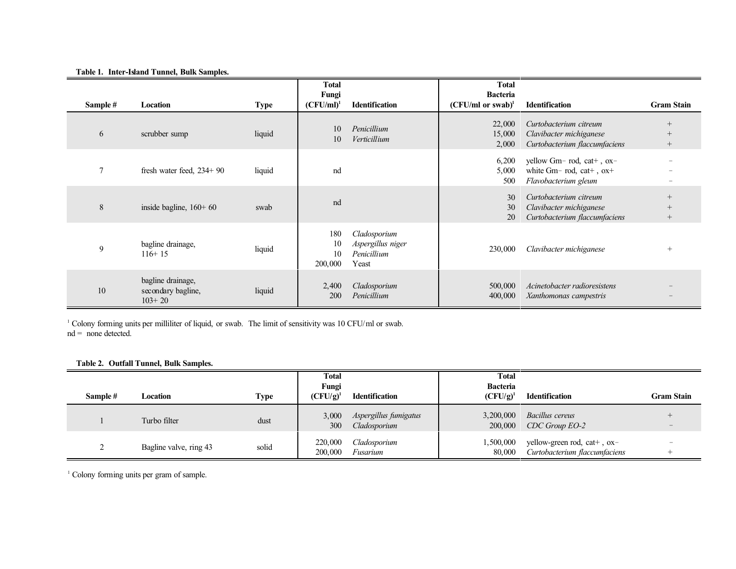**Table 1. Inter-Island Tunnel, Bulk Samples.**

| Sample # | Location | Type | Total Fungi (CFU/ml)[1] | Identification | Total Bacteria (CFU/ml or swab)[1] | Identification | Gram Stain |
|---|---|---|---|---|---|---|---|
| 6 | scrubber sump | liquid | 10<br>10 | *Penicillium*<br>*Verticillium* | 22,000<br>15,000<br>2,000 | *Curtobacterium citreum*<br>*Clavibacter michiganese*<br>*Curtobacterium flaccumfaciens* | +<br>+<br>+ |
| 7 | fresh water feed, 234+ 90 | liquid | nd | | 6,200<br>5,000<br>500 | yellow Gm− rod, cat+ , ox−<br>white Gm− rod, cat+ , ox+<br>*Flavobacterium gleum* | −<br>−<br>− |
| 8 | inside bagline, 160+ 60 | swab | nd | | 30<br>30<br>20 | *Curtobacterium citreum*<br>*Clavibacter michiganese*<br>*Curtobacterium flaccumfaciens* | +<br>+<br>+ |
| 9 | bagline drainage, 116+ 15 | liquid | 180<br>10<br>10<br>200,000 | *Cladosporium*<br>*Aspergillus niger*<br>*Penicillium*<br>Yeast | 230,000 | *Clavibacter michiganese* | + |
| 10 | bagline drainage, secondary bagline, 103+ 20 | liquid | 2,400<br>200 | *Cladosporium*<br>*Penicillium* | 500,000<br>400,000 | *Acinetobacter radioresistens*<br>*Xanthomonas campestris* | −<br>− |

[1] Colony forming units per milliliter of liquid, or swab. The limit of sensitivity was 10 CFU/ml or swab.
nd = none detected.

**Table 2. Outfall Tunnel, Bulk Samples.**

| Sample # | Location | Type | Total Fungi (CFU/g)[1] | Identification | Total Bacteria (CFU/g)[1] | Identification | Gram Stain |
|---|---|---|---|---|---|---|---|
| 1 | Turbo filter | dust | 3,000<br>300 | *Aspergillus fumigatus*<br>*Cladosporium* | 3,200,000<br>200,000 | *Bacillus cereus*<br>*CDC Group EO-2* | +<br>− |
| 2 | Bagline valve, ring 43 | solid | 220,000<br>200,000 | *Cladosporium*<br>*Fusarium* | 1,500,000<br>80,000 | yellow-green rod, cat+ , ox−<br>*Curtobacterium flaccumfaciens* | −<br>+ |

[1] Colony forming units per gram of sample.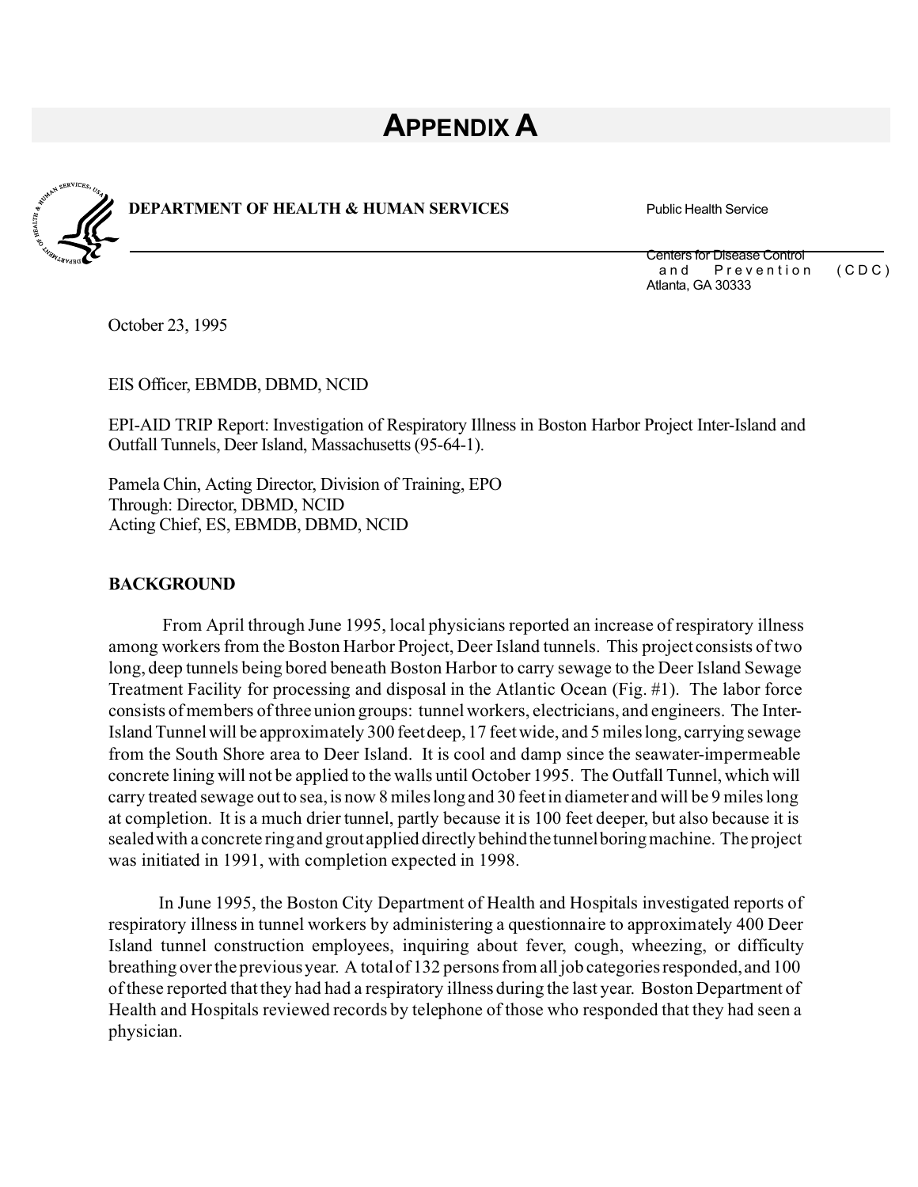# APPENDIX A

**DEPARTMENT OF HEALTH & HUMAN SERVICES** Public Health Service

Centers for Disease Control and Prevention (CDC)
Atlanta, GA 30333

October 23, 1995

EIS Officer, EBMDB, DBMD, NCID

EPI-AID TRIP Report: Investigation of Respiratory Illness in Boston Harbor Project Inter-Island and Outfall Tunnels, Deer Island, Massachusetts (95-64-1).

Pamela Chin, Acting Director, Division of Training, EPO
Through: Director, DBMD, NCID
Acting Chief, ES, EBMDB, DBMD, NCID

**BACKGROUND**

From April through June 1995, local physicians reported an increase of respiratory illness among workers from the Boston Harbor Project, Deer Island tunnels. This project consists of two long, deep tunnels being bored beneath Boston Harbor to carry sewage to the Deer Island Sewage Treatment Facility for processing and disposal in the Atlantic Ocean (Fig. #1). The labor force consists of members of three union groups: tunnel workers, electricians, and engineers. The Inter-Island Tunnel will be approximately 300 feet deep, 17 feet wide, and 5 miles long, carrying sewage from the South Shore area to Deer Island. It is cool and damp since the seawater-impermeable concrete lining will not be applied to the walls until October 1995. The Outfall Tunnel, which will carry treated sewage out to sea, is now 8 miles long and 30 feet in diameter and will be 9 miles long at completion. It is a much drier tunnel, partly because it is 100 feet deeper, but also because it is sealed with a concrete ring and grout applied directly behind the tunnel boring machine. The project was initiated in 1991, with completion expected in 1998.

In June 1995, the Boston City Department of Health and Hospitals investigated reports of respiratory illness in tunnel workers by administering a questionnaire to approximately 400 Deer Island tunnel construction employees, inquiring about fever, cough, wheezing, or difficulty breathing over the previous year. A total of 132 persons from all job categories responded, and 100 of these reported that they had had a respiratory illness during the last year. Boston Department of Health and Hospitals reviewed records by telephone of those who responded that they had seen a physician.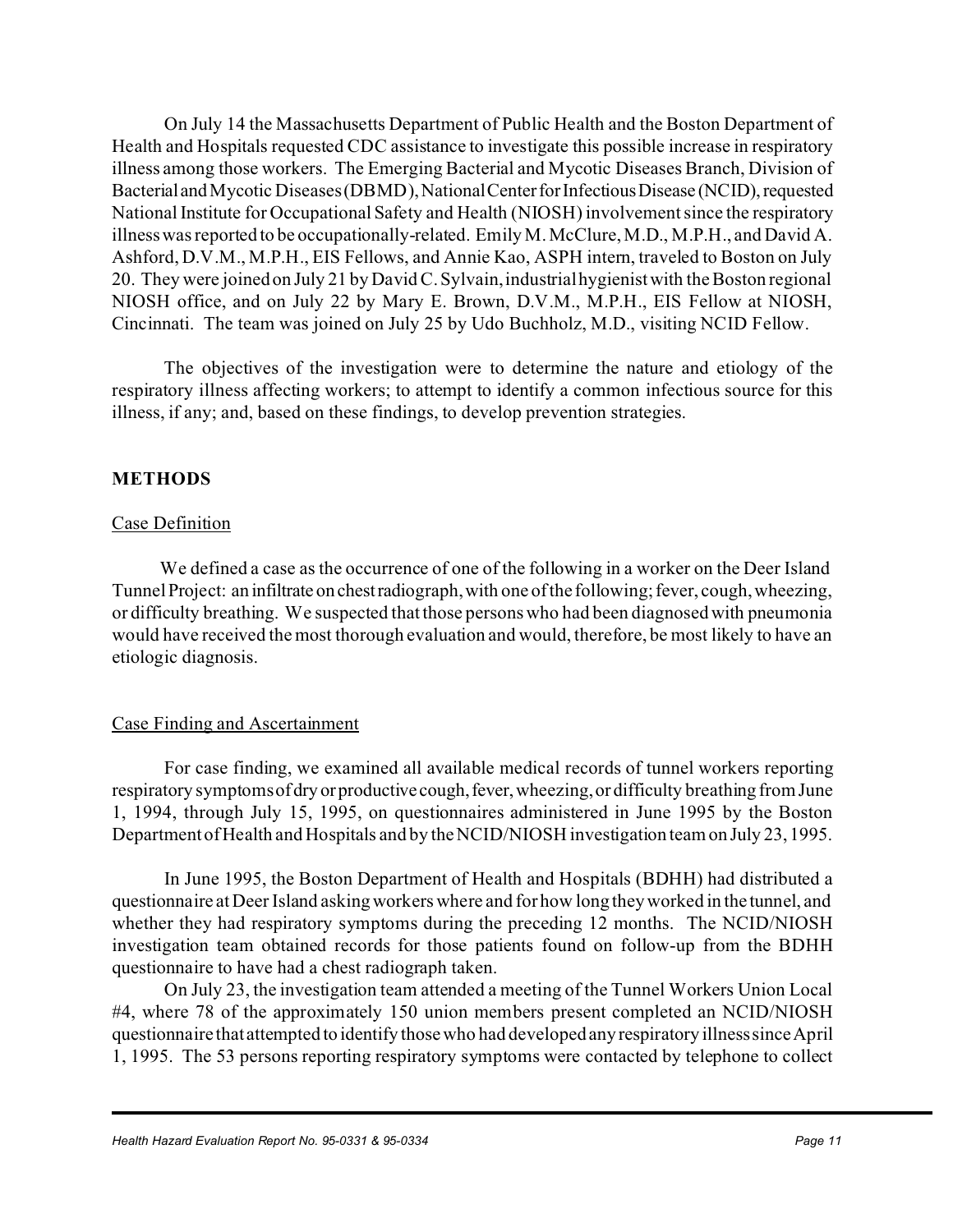On July 14 the Massachusetts Department of Public Health and the Boston Department of Health and Hospitals requested CDC assistance to investigate this possible increase in respiratory illness among those workers. The Emerging Bacterial and Mycotic Diseases Branch, Division of Bacterial and Mycotic Diseases (DBMD), National Center for Infectious Disease (NCID), requested National Institute for Occupational Safety and Health (NIOSH) involvement since the respiratory illness was reported to be occupationally-related. Emily M. McClure, M.D., M.P.H., and David A. Ashford, D.V.M., M.P.H., EIS Fellows, and Annie Kao, ASPH intern, traveled to Boston on July 20. They were joined on July 21 by David C. Sylvain, industrial hygienist with the Boston regional NIOSH office, and on July 22 by Mary E. Brown, D.V.M., M.P.H., EIS Fellow at NIOSH, Cincinnati. The team was joined on July 25 by Udo Buchholz, M.D., visiting NCID Fellow.

The objectives of the investigation were to determine the nature and etiology of the respiratory illness affecting workers; to attempt to identify a common infectious source for this illness, if any; and, based on these findings, to develop prevention strategies.

## METHODS

### Case Definition

We defined a case as the occurrence of one of the following in a worker on the Deer Island Tunnel Project: an infiltrate on chest radiograph, with one of the following; fever, cough, wheezing, or difficulty breathing. We suspected that those persons who had been diagnosed with pneumonia would have received the most thorough evaluation and would, therefore, be most likely to have an etiologic diagnosis.

### Case Finding and Ascertainment

For case finding, we examined all available medical records of tunnel workers reporting respiratory symptoms of dry or productive cough, fever, wheezing, or difficulty breathing from June 1, 1994, through July 15, 1995, on questionnaires administered in June 1995 by the Boston Department of Health and Hospitals and by the NCID/NIOSH investigation team on July 23, 1995.

In June 1995, the Boston Department of Health and Hospitals (BDHH) had distributed a questionnaire at Deer Island asking workers where and for how long they worked in the tunnel, and whether they had respiratory symptoms during the preceding 12 months. The NCID/NIOSH investigation team obtained records for those patients found on follow-up from the BDHH questionnaire to have had a chest radiograph taken.

On July 23, the investigation team attended a meeting of the Tunnel Workers Union Local #4, where 78 of the approximately 150 union members present completed an NCID/NIOSH questionnaire that attempted to identify those who had developed any respiratory illness since April 1, 1995. The 53 persons reporting respiratory symptoms were contacted by telephone to collect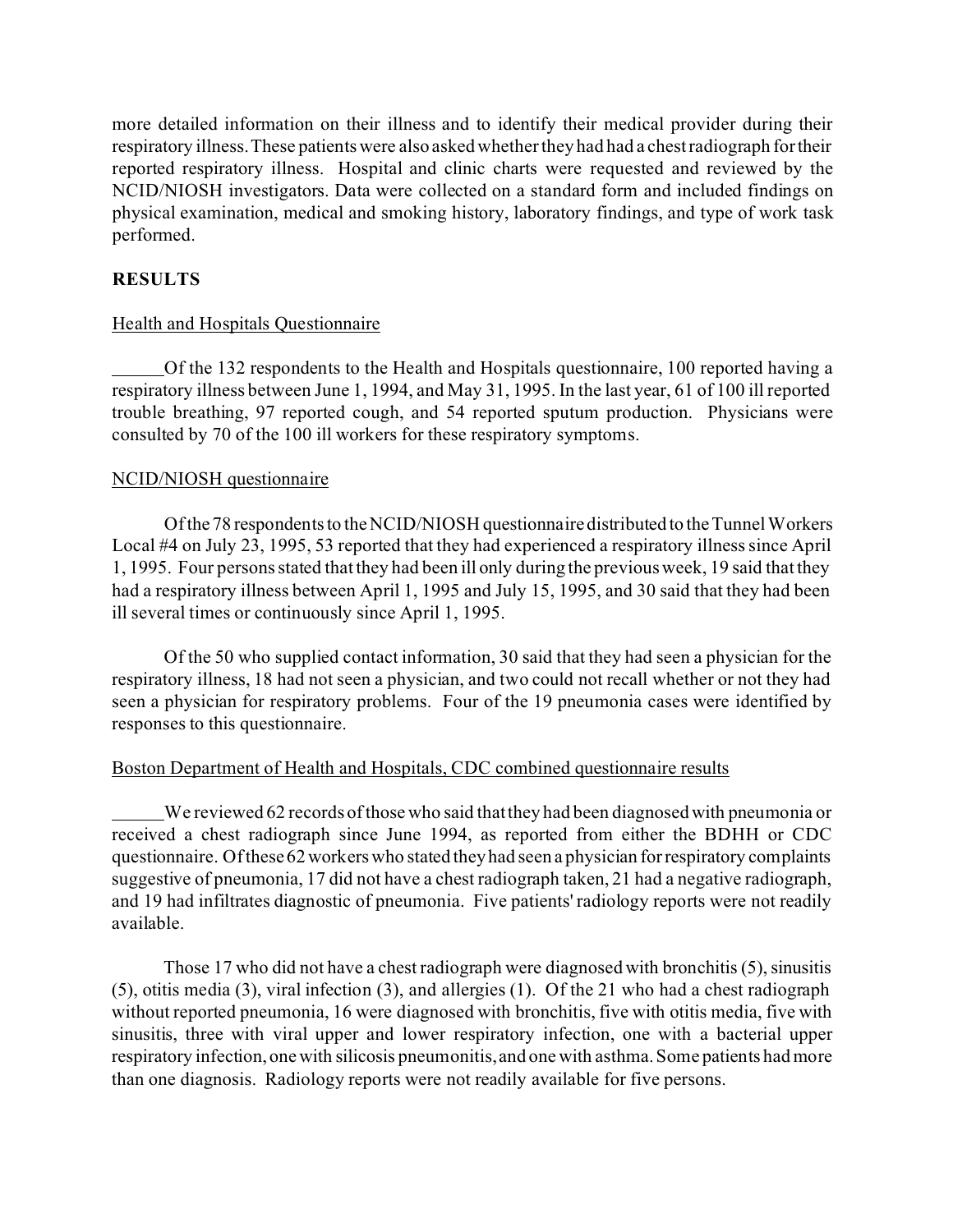more detailed information on their illness and to identify their medical provider during their respiratory illness. These patients were also asked whether they had had a chest radiograph for their reported respiratory illness. Hospital and clinic charts were requested and reviewed by the NCID/NIOSH investigators. Data were collected on a standard form and included findings on physical examination, medical and smoking history, laboratory findings, and type of work task performed.

## RESULTS

### Health and Hospitals Questionnaire

Of the 132 respondents to the Health and Hospitals questionnaire, 100 reported having a respiratory illness between June 1, 1994, and May 31, 1995. In the last year, 61 of 100 ill reported trouble breathing, 97 reported cough, and 54 reported sputum production. Physicians were consulted by 70 of the 100 ill workers for these respiratory symptoms.

### NCID/NIOSH questionnaire

Of the 78 respondents to the NCID/NIOSH questionnaire distributed to the Tunnel Workers Local #4 on July 23, 1995, 53 reported that they had experienced a respiratory illness since April 1, 1995. Four persons stated that they had been ill only during the previous week, 19 said that they had a respiratory illness between April 1, 1995 and July 15, 1995, and 30 said that they had been ill several times or continuously since April 1, 1995.

Of the 50 who supplied contact information, 30 said that they had seen a physician for the respiratory illness, 18 had not seen a physician, and two could not recall whether or not they had seen a physician for respiratory problems. Four of the 19 pneumonia cases were identified by responses to this questionnaire.

### Boston Department of Health and Hospitals, CDC combined questionnaire results

We reviewed 62 records of those who said that they had been diagnosed with pneumonia or received a chest radiograph since June 1994, as reported from either the BDHH or CDC questionnaire. Of these 62 workers who stated they had seen a physician for respiratory complaints suggestive of pneumonia, 17 did not have a chest radiograph taken, 21 had a negative radiograph, and 19 had infiltrates diagnostic of pneumonia. Five patients' radiology reports were not readily available.

Those 17 who did not have a chest radiograph were diagnosed with bronchitis (5), sinusitis (5), otitis media (3), viral infection (3), and allergies (1). Of the 21 who had a chest radiograph without reported pneumonia, 16 were diagnosed with bronchitis, five with otitis media, five with sinusitis, three with viral upper and lower respiratory infection, one with a bacterial upper respiratory infection, one with silicosis pneumonitis, and one with asthma. Some patients had more than one diagnosis. Radiology reports were not readily available for five persons.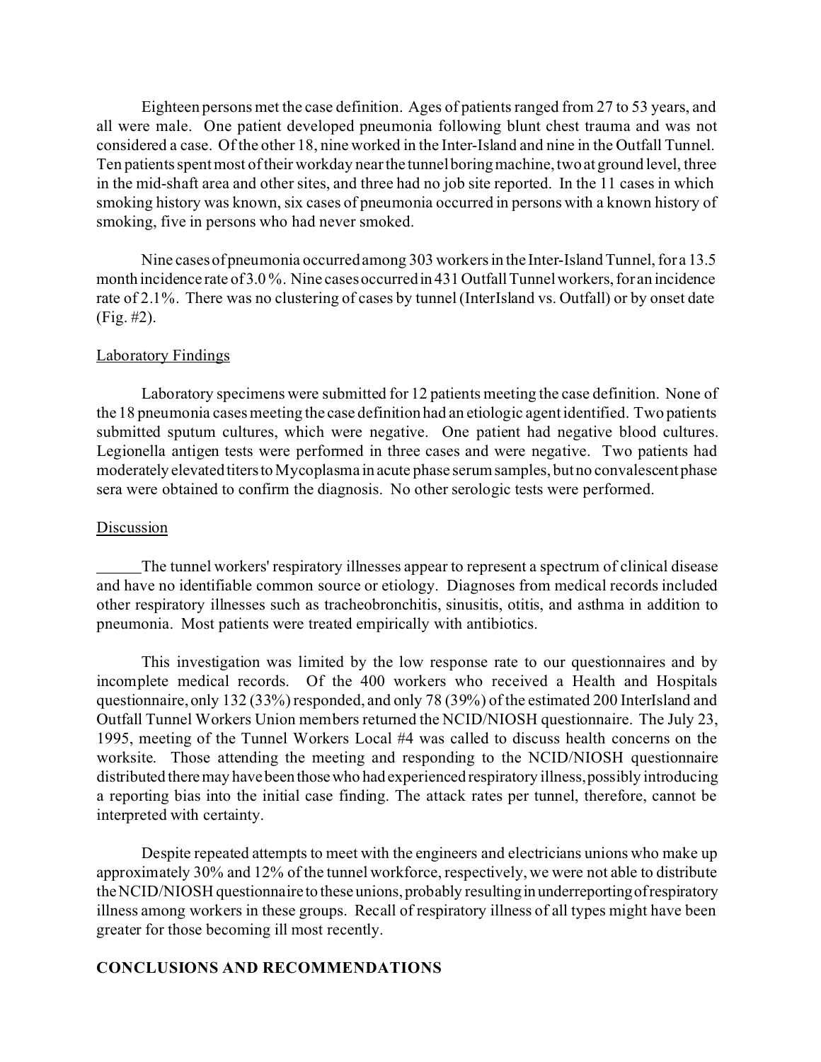Eighteen persons met the case definition. Ages of patients ranged from 27 to 53 years, and all were male. One patient developed pneumonia following blunt chest trauma and was not considered a case. Of the other 18, nine worked in the Inter-Island and nine in the Outfall Tunnel. Ten patients spent most of their workday near the tunnel boring machine, two at ground level, three in the mid-shaft area and other sites, and three had no job site reported. In the 11 cases in which smoking history was known, six cases of pneumonia occurred in persons with a known history of smoking, five in persons who had never smoked.

Nine cases of pneumonia occurred among 303 workers in the Inter-Island Tunnel, for a 13.5 month incidence rate of 3.0%. Nine cases occurred in 431 Outfall Tunnel workers, for an incidence rate of 2.1%. There was no clustering of cases by tunnel (InterIsland vs. Outfall) or by onset date (Fig. #2).

Laboratory Findings

Laboratory specimens were submitted for 12 patients meeting the case definition. None of the 18 pneumonia cases meeting the case definition had an etiologic agent identified. Two patients submitted sputum cultures, which were negative. One patient had negative blood cultures. Legionella antigen tests were performed in three cases and were negative. Two patients had moderately elevated titers to Mycoplasma in acute phase serum samples, but no convalescent phase sera were obtained to confirm the diagnosis. No other serologic tests were performed.

Discussion

The tunnel workers' respiratory illnesses appear to represent a spectrum of clinical disease and have no identifiable common source or etiology. Diagnoses from medical records included other respiratory illnesses such as tracheobronchitis, sinusitis, otitis, and asthma in addition to pneumonia. Most patients were treated empirically with antibiotics.

This investigation was limited by the low response rate to our questionnaires and by incomplete medical records. Of the 400 workers who received a Health and Hospitals questionnaire, only 132 (33%) responded, and only 78 (39%) of the estimated 200 InterIsland and Outfall Tunnel Workers Union members returned the NCID/NIOSH questionnaire. The July 23, 1995, meeting of the Tunnel Workers Local #4 was called to discuss health concerns on the worksite. Those attending the meeting and responding to the NCID/NIOSH questionnaire distributed there may have been those who had experienced respiratory illness, possibly introducing a reporting bias into the initial case finding. The attack rates per tunnel, therefore, cannot be interpreted with certainty.

Despite repeated attempts to meet with the engineers and electricians unions who make up approximately 30% and 12% of the tunnel workforce, respectively, we were not able to distribute the NCID/NIOSH questionnaire to these unions, probably resulting in underreporting of respiratory illness among workers in these groups. Recall of respiratory illness of all types might have been greater for those becoming ill most recently.

**CONCLUSIONS AND RECOMMENDATIONS**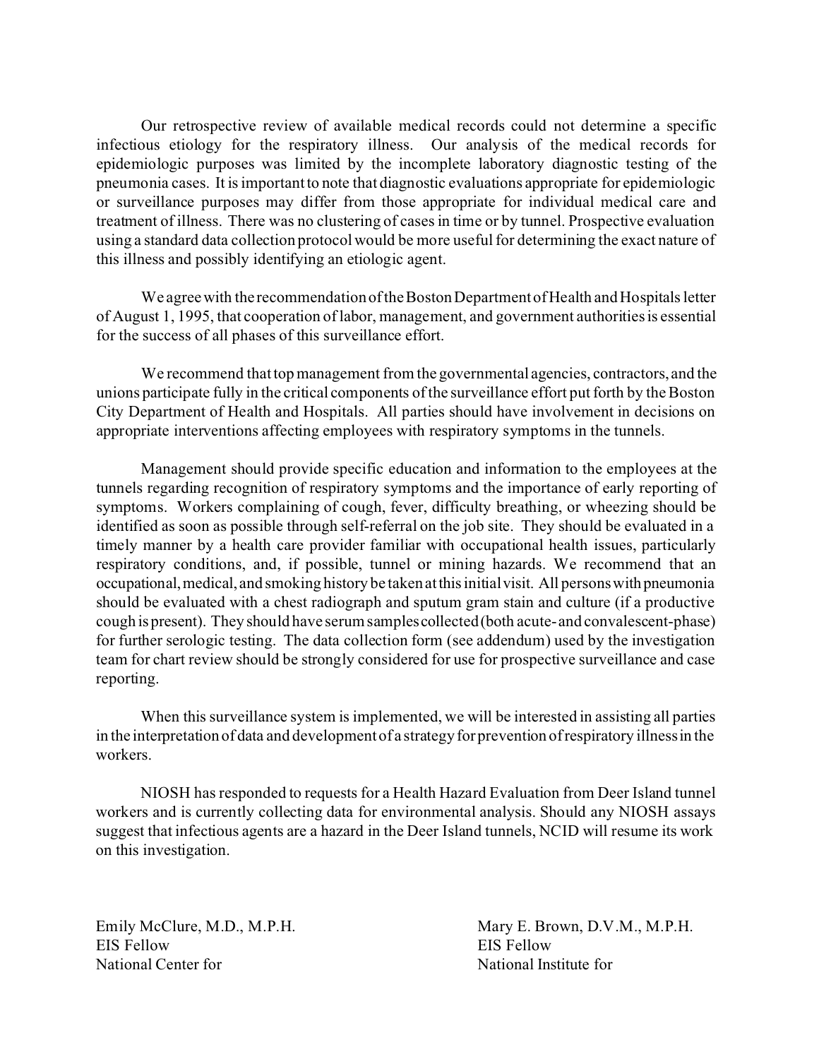Our retrospective review of available medical records could not determine a specific infectious etiology for the respiratory illness. Our analysis of the medical records for epidemiologic purposes was limited by the incomplete laboratory diagnostic testing of the pneumonia cases. It is important to note that diagnostic evaluations appropriate for epidemiologic or surveillance purposes may differ from those appropriate for individual medical care and treatment of illness. There was no clustering of cases in time or by tunnel. Prospective evaluation using a standard data collection protocol would be more useful for determining the exact nature of this illness and possibly identifying an etiologic agent.

We agree with the recommendation of the Boston Department of Health and Hospitals letter of August 1, 1995, that cooperation of labor, management, and government authorities is essential for the success of all phases of this surveillance effort.

We recommend that top management from the governmental agencies, contractors, and the unions participate fully in the critical components of the surveillance effort put forth by the Boston City Department of Health and Hospitals. All parties should have involvement in decisions on appropriate interventions affecting employees with respiratory symptoms in the tunnels.

Management should provide specific education and information to the employees at the tunnels regarding recognition of respiratory symptoms and the importance of early reporting of symptoms. Workers complaining of cough, fever, difficulty breathing, or wheezing should be identified as soon as possible through self-referral on the job site. They should be evaluated in a timely manner by a health care provider familiar with occupational health issues, particularly respiratory conditions, and, if possible, tunnel or mining hazards. We recommend that an occupational, medical, and smoking history be taken at this initial visit. All persons with pneumonia should be evaluated with a chest radiograph and sputum gram stain and culture (if a productive cough is present). They should have serum samples collected (both acute- and convalescent-phase) for further serologic testing. The data collection form (see addendum) used by the investigation team for chart review should be strongly considered for use for prospective surveillance and case reporting.

When this surveillance system is implemented, we will be interested in assisting all parties in the interpretation of data and development of a strategy for prevention of respiratory illness in the workers.

NIOSH has responded to requests for a Health Hazard Evaluation from Deer Island tunnel workers and is currently collecting data for environmental analysis. Should any NIOSH assays suggest that infectious agents are a hazard in the Deer Island tunnels, NCID will resume its work on this investigation.

Emily McClure, M.D., M.P.H.
EIS Fellow
National Center for

Mary E. Brown, D.V.M., M.P.H.
EIS Fellow
National Institute for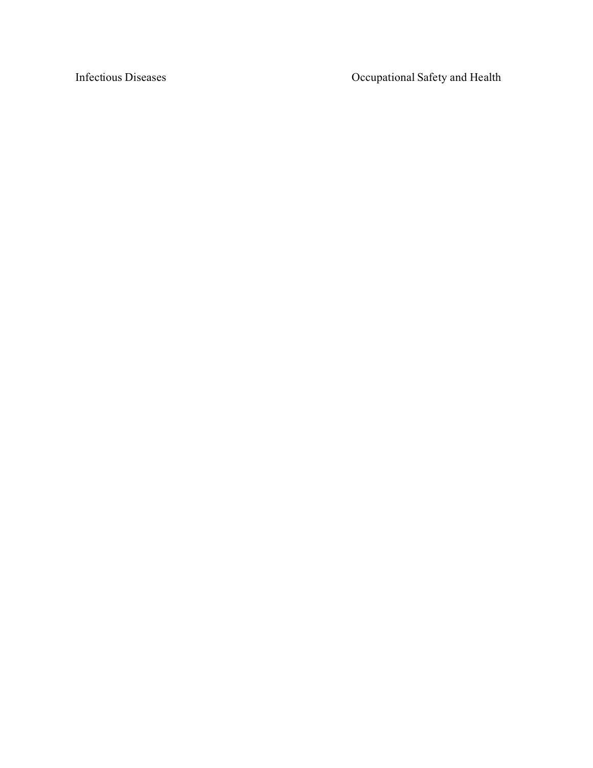Infectious Diseases

Occupational Safety and Health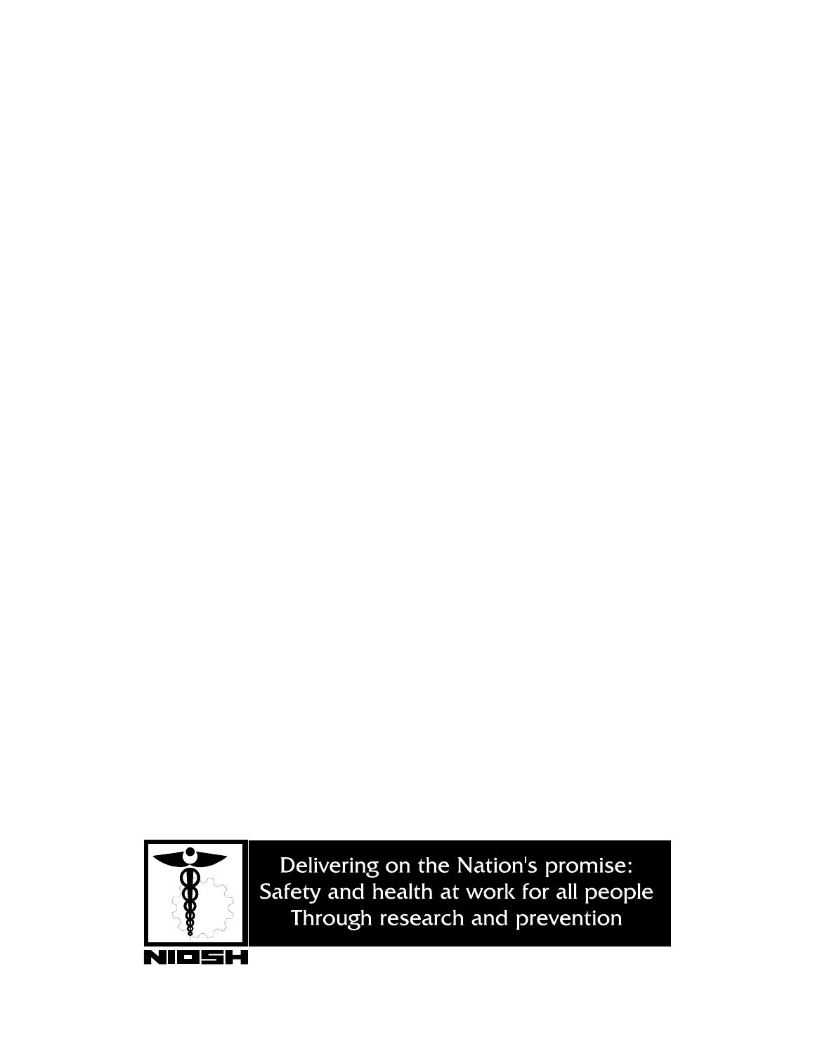Delivering on the Nation's promise:
Safety and health at work for all people
Through research and prevention

NIOSH